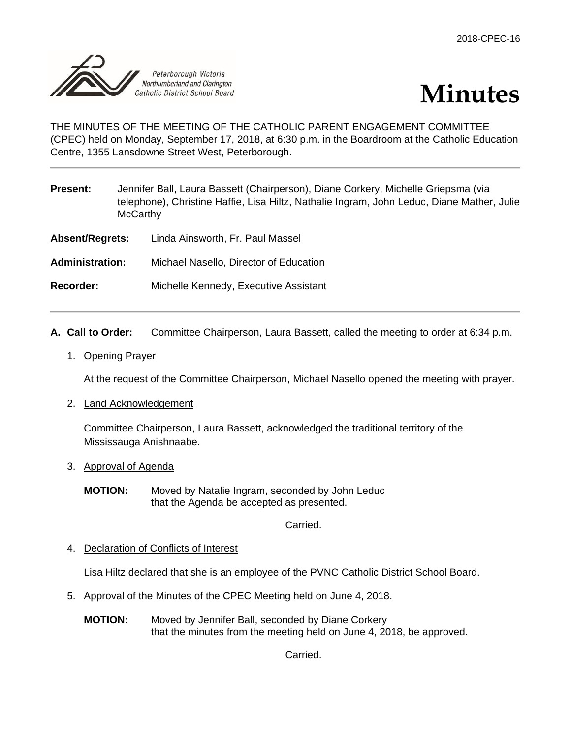2018-CPEC-16

Peterborough Victoria Northumberland and Clarington Catholic District School Board

# Minutes

THE MINUTES OF THE MEETING OF THE CATHOLIC PARENT ENGAGEMENT COMMITTEE (CPEC) held on Monday, September 17, 2018, at 6:30 p.m. in the Boardroom at the Catholic Education Centre, 1355 Lansdowne Street West, Peterborough.

---

**Present:** Jennifer Ball, Laura Bassett (Chairperson), Diane Corkery, Michelle Griepsma (via telephone), Christine Haffie, Lisa Hiltz, Nathalie Ingram, John Leduc, Diane Mather, Julie McCarthy

**Absent/Regrets:** Linda Ainsworth, Fr. Paul Massel

**Administration:** Michael Nasello, Director of Education

**Recorder:** Michelle Kennedy, Executive Assistant

---

**A. Call to Order:** Committee Chairperson, Laura Bassett, called the meeting to order at 6:34 p.m.

1. Opening Prayer

   At the request of the Committee Chairperson, Michael Nasello opened the meeting with prayer.

2. Land Acknowledgement

   Committee Chairperson, Laura Bassett, acknowledged the traditional territory of the Mississauga Anishnaabe.

3. Approval of Agenda

   **MOTION:** Moved by Natalie Ingram, seconded by John Leduc that the Agenda be accepted as presented.

   Carried.

4. Declaration of Conflicts of Interest

   Lisa Hiltz declared that she is an employee of the PVNC Catholic District School Board.

5. Approval of the Minutes of the CPEC Meeting held on June 4, 2018.

   **MOTION:** Moved by Jennifer Ball, seconded by Diane Corkery that the minutes from the meeting held on June 4, 2018, be approved.

   Carried.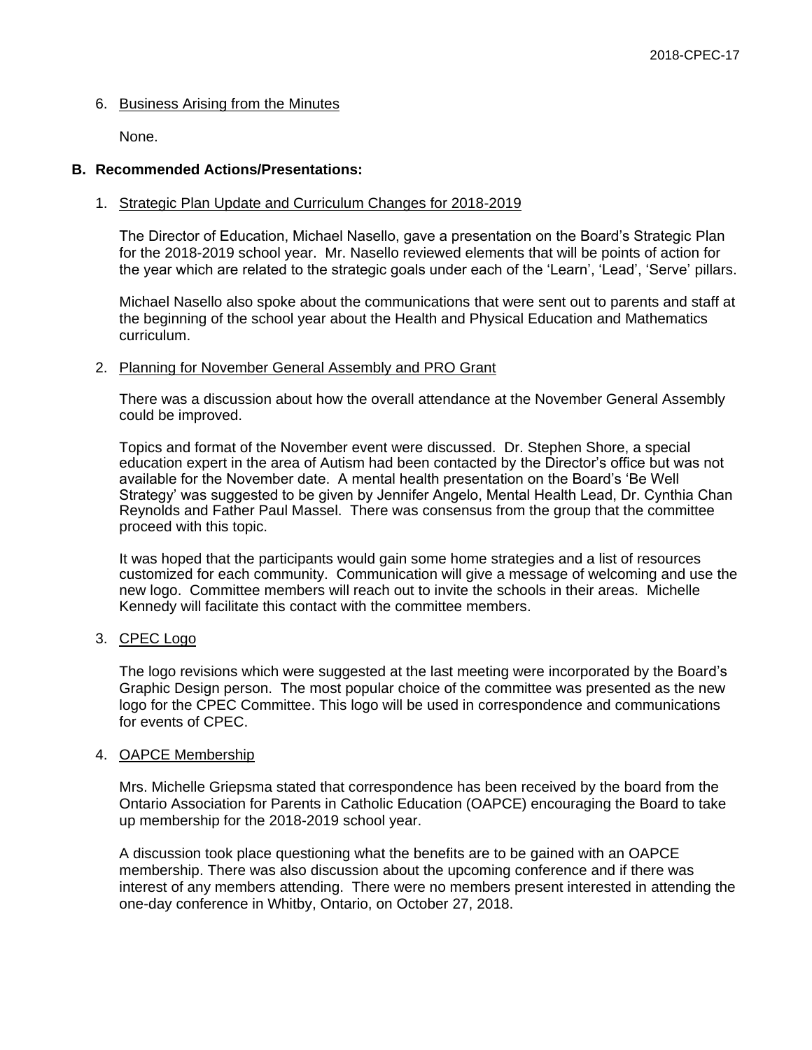6. Business Arising from the Minutes

   None.

**B. Recommended Actions/Presentations:**

1. Strategic Plan Update and Curriculum Changes for 2018-2019

   The Director of Education, Michael Nasello, gave a presentation on the Board's Strategic Plan for the 2018-2019 school year. Mr. Nasello reviewed elements that will be points of action for the year which are related to the strategic goals under each of the 'Learn', 'Lead', 'Serve' pillars.

   Michael Nasello also spoke about the communications that were sent out to parents and staff at the beginning of the school year about the Health and Physical Education and Mathematics curriculum.

2. Planning for November General Assembly and PRO Grant

   There was a discussion about how the overall attendance at the November General Assembly could be improved.

   Topics and format of the November event were discussed. Dr. Stephen Shore, a special education expert in the area of Autism had been contacted by the Director's office but was not available for the November date. A mental health presentation on the Board's 'Be Well Strategy' was suggested to be given by Jennifer Angelo, Mental Health Lead, Dr. Cynthia Chan Reynolds and Father Paul Massel. There was consensus from the group that the committee proceed with this topic.

   It was hoped that the participants would gain some home strategies and a list of resources customized for each community. Communication will give a message of welcoming and use the new logo. Committee members will reach out to invite the schools in their areas. Michelle Kennedy will facilitate this contact with the committee members.

3. CPEC Logo

   The logo revisions which were suggested at the last meeting were incorporated by the Board's Graphic Design person. The most popular choice of the committee was presented as the new logo for the CPEC Committee. This logo will be used in correspondence and communications for events of CPEC.

4. OAPCE Membership

   Mrs. Michelle Griepsma stated that correspondence has been received by the board from the Ontario Association for Parents in Catholic Education (OAPCE) encouraging the Board to take up membership for the 2018-2019 school year.

   A discussion took place questioning what the benefits are to be gained with an OAPCE membership. There was also discussion about the upcoming conference and if there was interest of any members attending. There were no members present interested in attending the one-day conference in Whitby, Ontario, on October 27, 2018.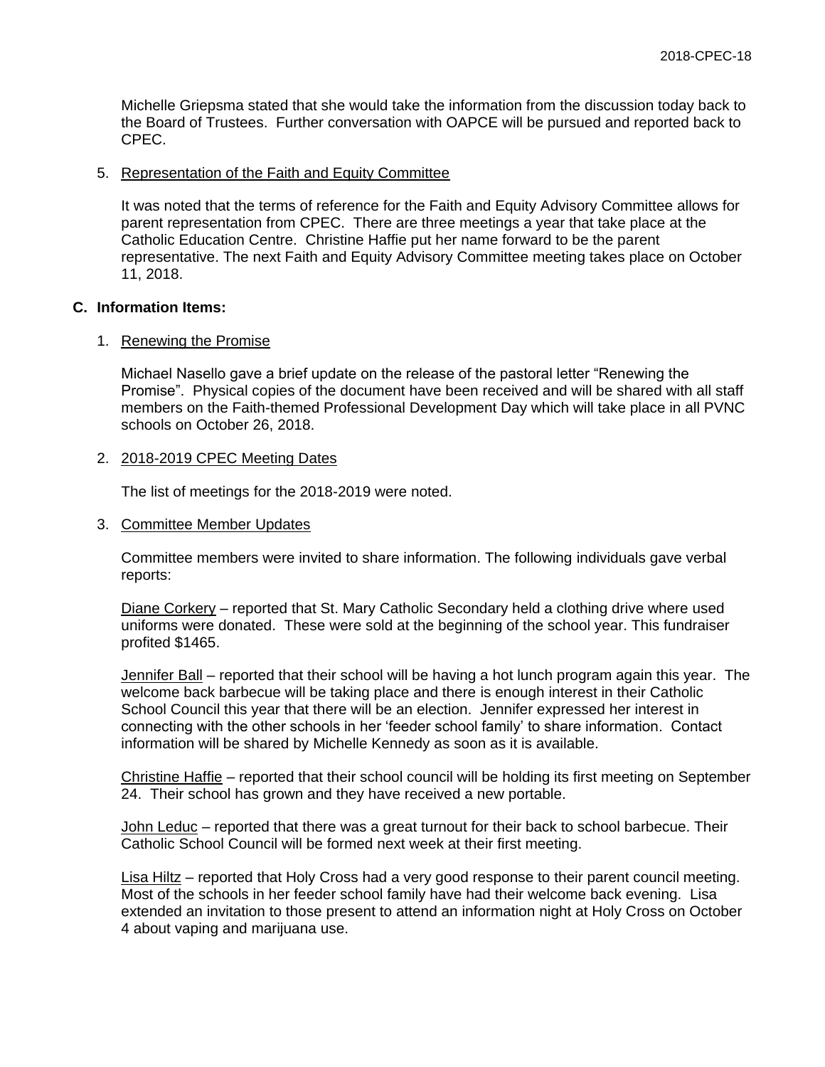Michelle Griepsma stated that she would take the information from the discussion today back to the Board of Trustees. Further conversation with OAPCE will be pursued and reported back to CPEC.

5. Representation of the Faith and Equity Committee

   It was noted that the terms of reference for the Faith and Equity Advisory Committee allows for parent representation from CPEC. There are three meetings a year that take place at the Catholic Education Centre. Christine Haffie put her name forward to be the parent representative. The next Faith and Equity Advisory Committee meeting takes place on October 11, 2018.

## C. Information Items:

1. Renewing the Promise

   Michael Nasello gave a brief update on the release of the pastoral letter "Renewing the Promise". Physical copies of the document have been received and will be shared with all staff members on the Faith-themed Professional Development Day which will take place in all PVNC schools on October 26, 2018.

2. 2018-2019 CPEC Meeting Dates

   The list of meetings for the 2018-2019 were noted.

3. Committee Member Updates

   Committee members were invited to share information. The following individuals gave verbal reports:

   Diane Corkery – reported that St. Mary Catholic Secondary held a clothing drive where used uniforms were donated. These were sold at the beginning of the school year. This fundraiser profited $1465.

   Jennifer Ball – reported that their school will be having a hot lunch program again this year. The welcome back barbecue will be taking place and there is enough interest in their Catholic School Council this year that there will be an election. Jennifer expressed her interest in connecting with the other schools in her 'feeder school family' to share information. Contact information will be shared by Michelle Kennedy as soon as it is available.

   Christine Haffie – reported that their school council will be holding its first meeting on September 24. Their school has grown and they have received a new portable.

   John Leduc – reported that there was a great turnout for their back to school barbecue. Their Catholic School Council will be formed next week at their first meeting.

   Lisa Hiltz – reported that Holy Cross had a very good response to their parent council meeting. Most of the schools in her feeder school family have had their welcome back evening. Lisa extended an invitation to those present to attend an information night at Holy Cross on October 4 about vaping and marijuana use.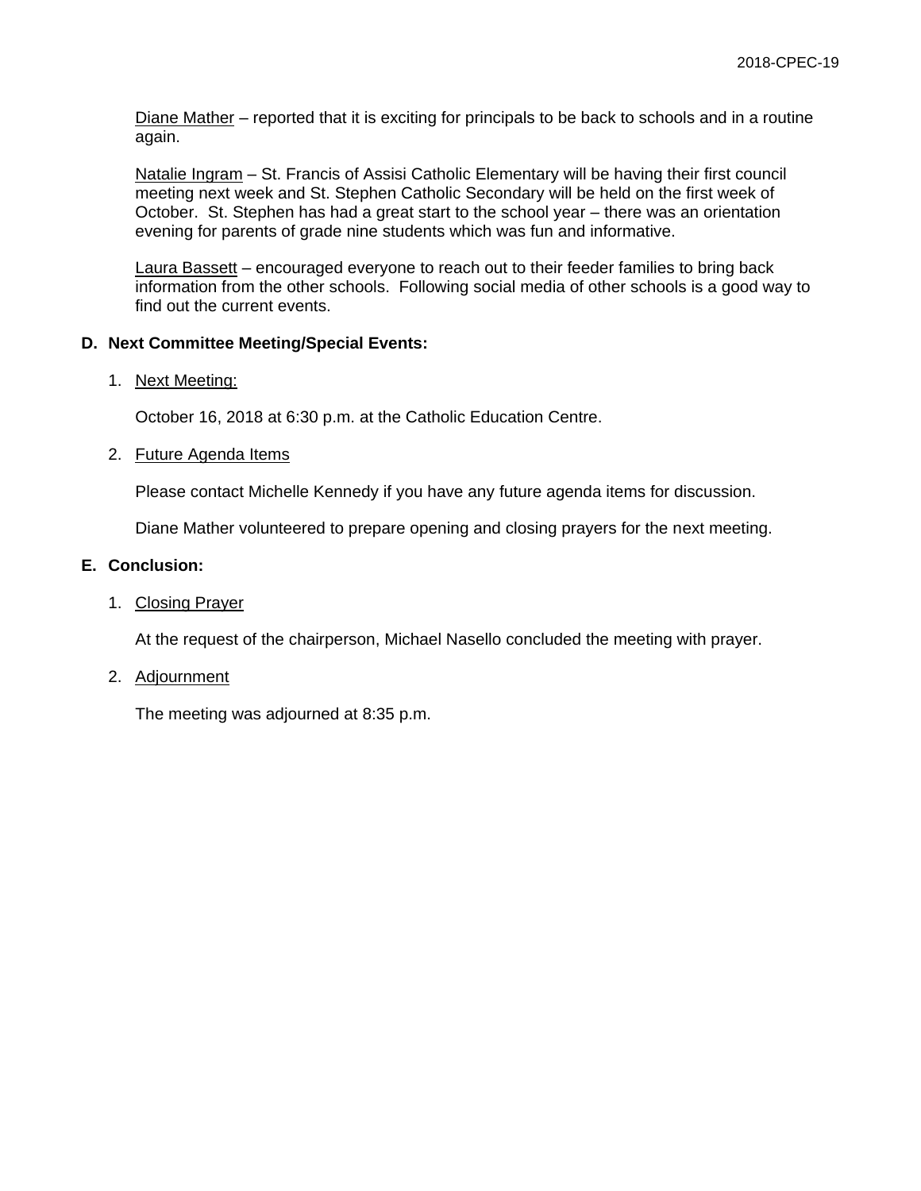Diane Mather – reported that it is exciting for principals to be back to schools and in a routine again.

Natalie Ingram – St. Francis of Assisi Catholic Elementary will be having their first council meeting next week and St. Stephen Catholic Secondary will be held on the first week of October. St. Stephen has had a great start to the school year – there was an orientation evening for parents of grade nine students which was fun and informative.

Laura Bassett – encouraged everyone to reach out to their feeder families to bring back information from the other schools. Following social media of other schools is a good way to find out the current events.

## D. Next Committee Meeting/Special Events:

1. Next Meeting:

   October 16, 2018 at 6:30 p.m. at the Catholic Education Centre.

2. Future Agenda Items

   Please contact Michelle Kennedy if you have any future agenda items for discussion.

   Diane Mather volunteered to prepare opening and closing prayers for the next meeting.

## E. Conclusion:

1. Closing Prayer

   At the request of the chairperson, Michael Nasello concluded the meeting with prayer.

2. Adjournment

   The meeting was adjourned at 8:35 p.m.